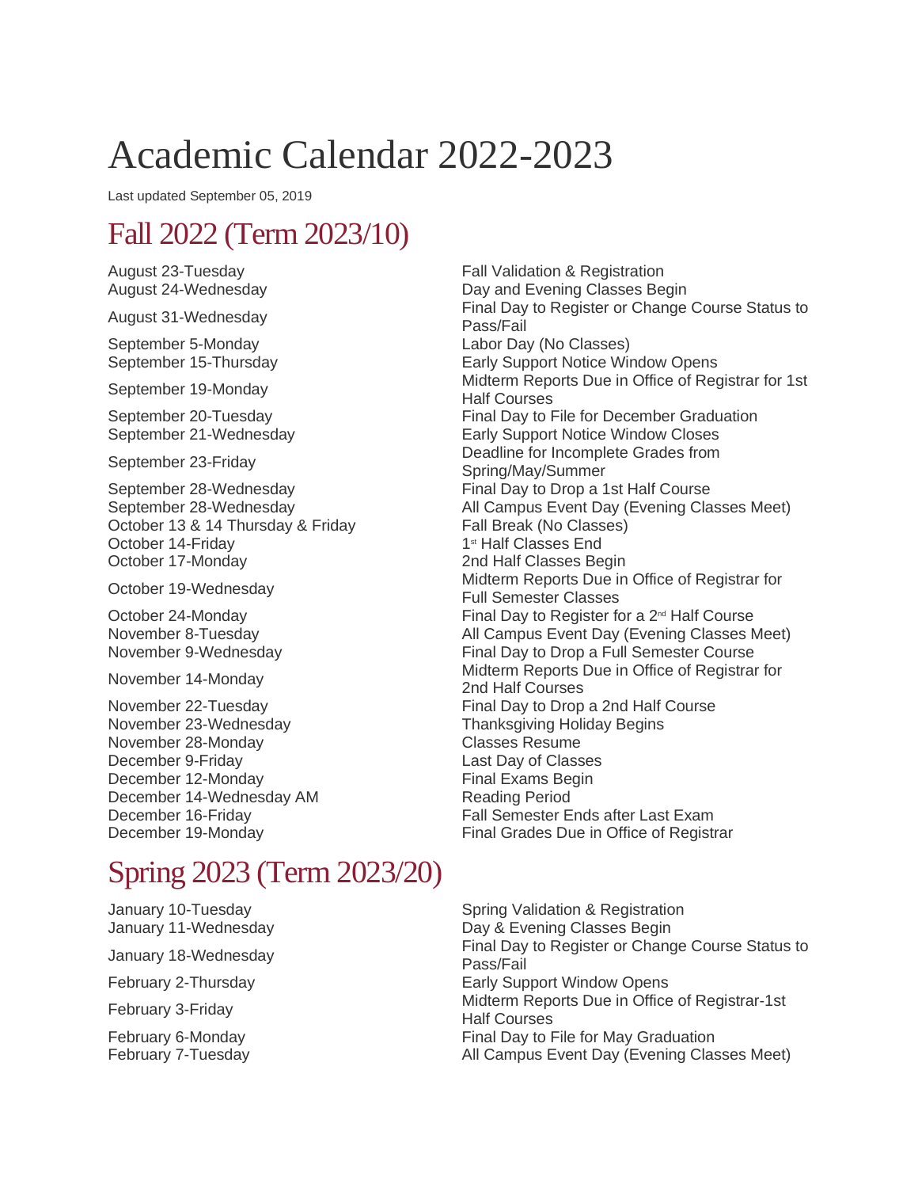# Academic Calendar 2022-2023

Last updated September 05, 2019

## Fall 2022 (Term 2023/10)

| | |
|---|---|
| August 23-Tuesday | Fall Validation & Registration |
| August 24-Wednesday | Day and Evening Classes Begin |
| August 31-Wednesday | Final Day to Register or Change Course Status to Pass/Fail |
| September 5-Monday | Labor Day (No Classes) |
| September 15-Thursday | Early Support Notice Window Opens |
| September 19-Monday | Midterm Reports Due in Office of Registrar for 1st Half Courses |
| September 20-Tuesday | Final Day to File for December Graduation |
| September 21-Wednesday | Early Support Notice Window Closes |
| September 23-Friday | Deadline for Incomplete Grades from Spring/May/Summer |
| September 28-Wednesday | Final Day to Drop a 1st Half Course |
| September 28-Wednesday | All Campus Event Day (Evening Classes Meet) |
| October 13 & 14 Thursday & Friday | Fall Break (No Classes) |
| October 14-Friday | 1st Half Classes End |
| October 17-Monday | 2nd Half Classes Begin |
| October 19-Wednesday | Midterm Reports Due in Office of Registrar for Full Semester Classes |
| October 24-Monday | Final Day to Register for a 2nd Half Course |
| November 8-Tuesday | All Campus Event Day (Evening Classes Meet) |
| November 9-Wednesday | Final Day to Drop a Full Semester Course |
| November 14-Monday | Midterm Reports Due in Office of Registrar for 2nd Half Courses |
| November 22-Tuesday | Final Day to Drop a 2nd Half Course |
| November 23-Wednesday | Thanksgiving Holiday Begins |
| November 28-Monday | Classes Resume |
| December 9-Friday | Last Day of Classes |
| December 12-Monday | Final Exams Begin |
| December 14-Wednesday AM | Reading Period |
| December 16-Friday | Fall Semester Ends after Last Exam |
| December 19-Monday | Final Grades Due in Office of Registrar |

## Spring 2023 (Term 2023/20)

| | |
|---|---|
| January 10-Tuesday | Spring Validation & Registration |
| January 11-Wednesday | Day & Evening Classes Begin |
| January 18-Wednesday | Final Day to Register or Change Course Status to Pass/Fail |
| February 2-Thursday | Early Support Window Opens |
| February 3-Friday | Midterm Reports Due in Office of Registrar-1st Half Courses |
| February 6-Monday | Final Day to File for May Graduation |
| February 7-Tuesday | All Campus Event Day (Evening Classes Meet) |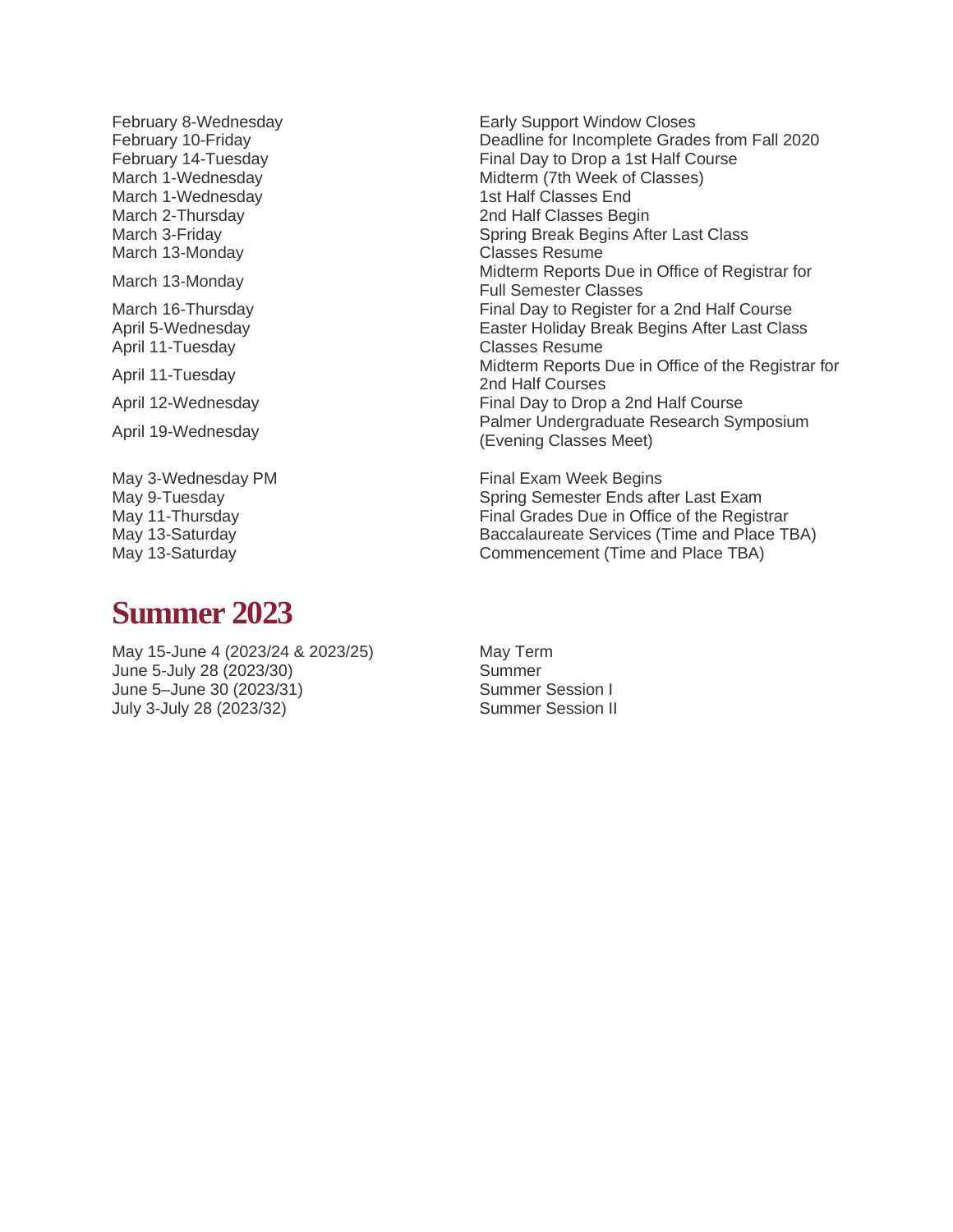| | |
|---|---|
| February 8-Wednesday | Early Support Window Closes |
| February 10-Friday | Deadline for Incomplete Grades from Fall 2020 |
| February 14-Tuesday | Final Day to Drop a 1st Half Course |
| March 1-Wednesday | Midterm (7th Week of Classes) |
| March 1-Wednesday | 1st Half Classes End |
| March 2-Thursday | 2nd Half Classes Begin |
| March 3-Friday | Spring Break Begins After Last Class |
| March 13-Monday | Classes Resume |
| March 13-Monday | Midterm Reports Due in Office of Registrar for Full Semester Classes |
| March 16-Thursday | Final Day to Register for a 2nd Half Course |
| April 5-Wednesday | Easter Holiday Break Begins After Last Class |
| April 11-Tuesday | Classes Resume |
| April 11-Tuesday | Midterm Reports Due in Office of the Registrar for 2nd Half Courses |
| April 12-Wednesday | Final Day to Drop a 2nd Half Course |
| April 19-Wednesday | Palmer Undergraduate Research Symposium (Evening Classes Meet) |
| May 3-Wednesday PM | Final Exam Week Begins |
| May 9-Tuesday | Spring Semester Ends after Last Exam |
| May 11-Thursday | Final Grades Due in Office of the Registrar |
| May 13-Saturday | Baccalaureate Services (Time and Place TBA) |
| May 13-Saturday | Commencement (Time and Place TBA) |

## Summer 2023

| | |
|---|---|
| May 15-June 4 (2023/24 & 2023/25) | May Term |
| June 5-July 28 (2023/30) | Summer |
| June 5–June 30 (2023/31) | Summer Session I |
| July 3-July 28 (2023/32) | Summer Session II |